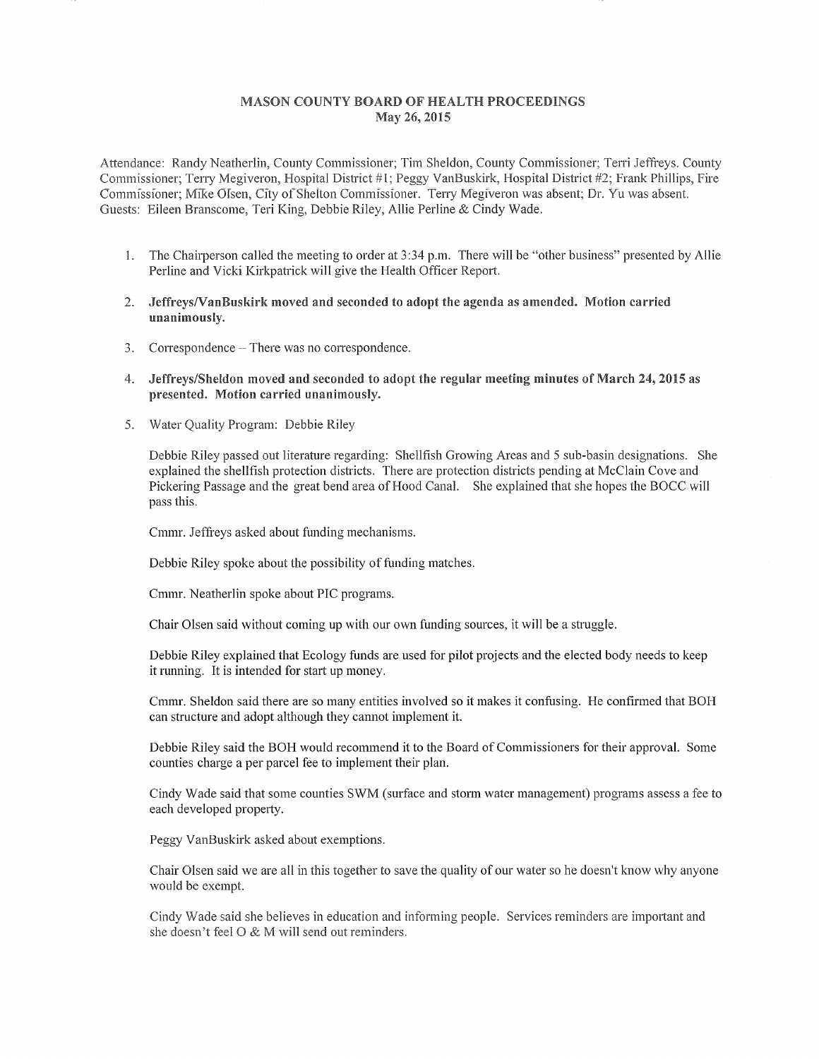# MASON COUNTY BOARD OF HEALTH PROCEEDINGS
## May 26, 2015

Attendance: Randy Neatherlin, County Commissioner; Tim Sheldon, County Commissioner; Terri Jeffreys. County Commissioner; Terry Megiveron, Hospital District #1; Peggy VanBuskirk, Hospital District #2; Frank Phillips, Fire Commissioner; Mike Olsen, City of Shelton Commissioner. Terry Megiveron was absent; Dr. Yu was absent. Guests: Eileen Branscome, Teri King, Debbie Riley, Allie Perline & Cindy Wade.

1. The Chairperson called the meeting to order at 3:34 p.m. There will be "other business" presented by Allie Perline and Vicki Kirkpatrick will give the Health Officer Report.

2. **Jeffreys/VanBuskirk moved and seconded to adopt the agenda as amended. Motion carried unanimously.**

3. Correspondence – There was no correspondence.

4. **Jeffreys/Sheldon moved and seconded to adopt the regular meeting minutes of March 24, 2015 as presented. Motion carried unanimously.**

5. Water Quality Program: Debbie Riley

   Debbie Riley passed out literature regarding: Shellfish Growing Areas and 5 sub-basin designations. She explained the shellfish protection districts. There are protection districts pending at McClain Cove and Pickering Passage and the great bend area of Hood Canal. She explained that she hopes the BOCC will pass this.

   Cmmr. Jeffreys asked about funding mechanisms.

   Debbie Riley spoke about the possibility of funding matches.

   Cmmr. Neatherlin spoke about PIC programs.

   Chair Olsen said without coming up with our own funding sources, it will be a struggle.

   Debbie Riley explained that Ecology funds are used for pilot projects and the elected body needs to keep it running. It is intended for start up money.

   Cmmr. Sheldon said there are so many entities involved so it makes it confusing. He confirmed that BOH can structure and adopt although they cannot implement it.

   Debbie Riley said the BOH would recommend it to the Board of Commissioners for their approval. Some counties charge a per parcel fee to implement their plan.

   Cindy Wade said that some counties SWM (surface and storm water management) programs assess a fee to each developed property.

   Peggy VanBuskirk asked about exemptions.

   Chair Olsen said we are all in this together to save the quality of our water so he doesn't know why anyone would be exempt.

   Cindy Wade said she believes in education and informing people. Services reminders are important and she doesn't feel O & M will send out reminders.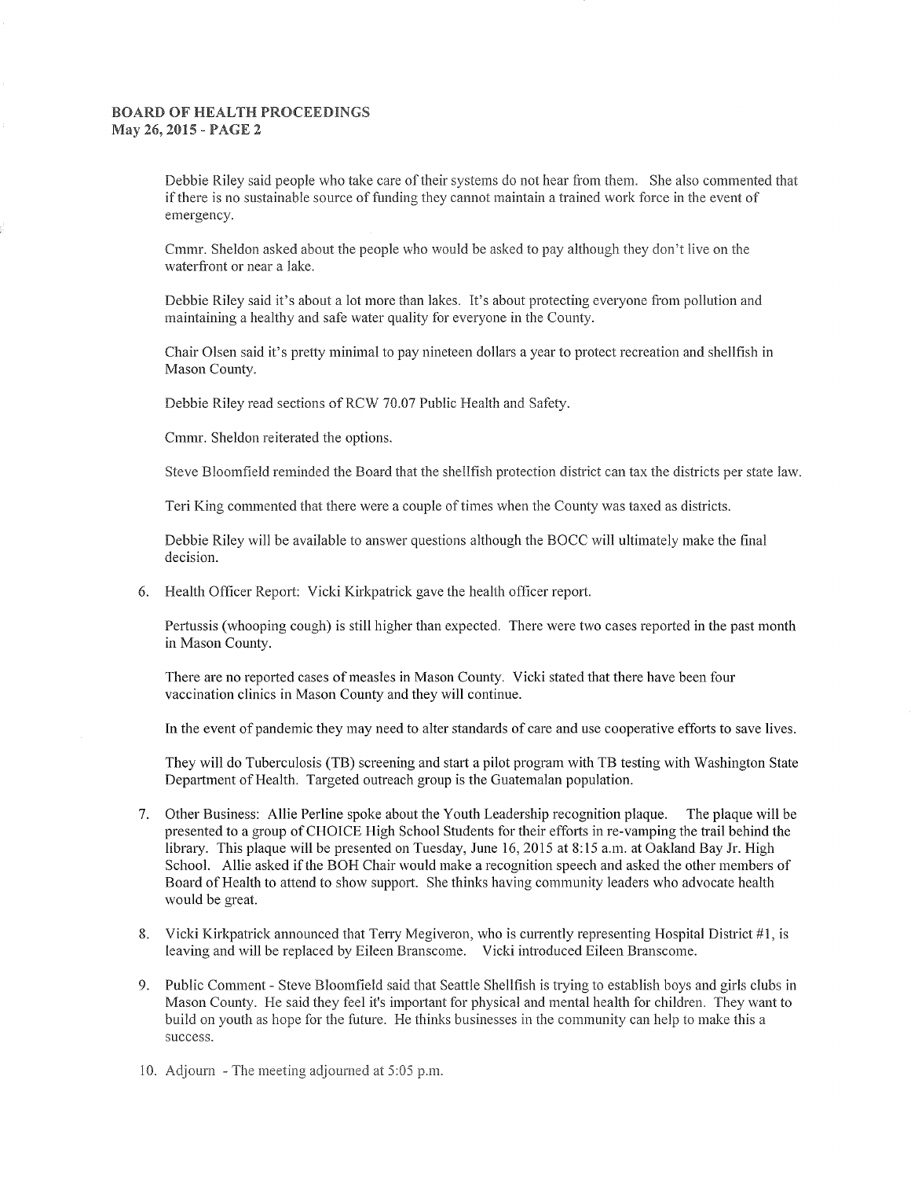Debbie Riley said people who take care of their systems do not hear from them. She also commented that if there is no sustainable source of funding they cannot maintain a trained work force in the event of emergency.

Cmmr. Sheldon asked about the people who would be asked to pay although they don't live on the waterfront or near a lake.

Debbie Riley said it's about a lot more than lakes. It's about protecting everyone from pollution and maintaining a healthy and safe water quality for everyone in the County.

Chair Olsen said it's pretty minimal to pay nineteen dollars a year to protect recreation and shellfish in Mason County.

Debbie Riley read sections of RCW 70.07 Public Health and Safety.

Cmmr. Sheldon reiterated the options.

Steve Bloomfield reminded the Board that the shellfish protection district can tax the districts per state law.

Teri King commented that there were a couple of times when the County was taxed as districts.

Debbie Riley will be available to answer questions although the BOCC will ultimately make the final decision.

6. Health Officer Report: Vicki Kirkpatrick gave the health officer report.

   Pertussis (whooping cough) is still higher than expected. There were two cases reported in the past month in Mason County.

   There are no reported cases of measles in Mason County. Vicki stated that there have been four vaccination clinics in Mason County and they will continue.

   In the event of pandemic they may need to alter standards of care and use cooperative efforts to save lives.

   They will do Tuberculosis (TB) screening and start a pilot program with TB testing with Washington State Department of Health. Targeted outreach group is the Guatemalan population.

7. Other Business: Allie Perline spoke about the Youth Leadership recognition plaque. The plaque will be presented to a group of CHOICE High School Students for their efforts in re-vamping the trail behind the library. This plaque will be presented on Tuesday, June 16, 2015 at 8:15 a.m. at Oakland Bay Jr. High School. Allie asked if the BOH Chair would make a recognition speech and asked the other members of Board of Health to attend to show support. She thinks having community leaders who advocate health would be great.

8. Vicki Kirkpatrick announced that Terry Megiveron, who is currently representing Hospital District #1, is leaving and will be replaced by Eileen Branscome. Vicki introduced Eileen Branscome.

9. Public Comment - Steve Bloomfield said that Seattle Shellfish is trying to establish boys and girls clubs in Mason County. He said they feel it's important for physical and mental health for children. They want to build on youth as hope for the future. He thinks businesses in the community can help to make this a success.

10. Adjourn - The meeting adjourned at 5:05 p.m.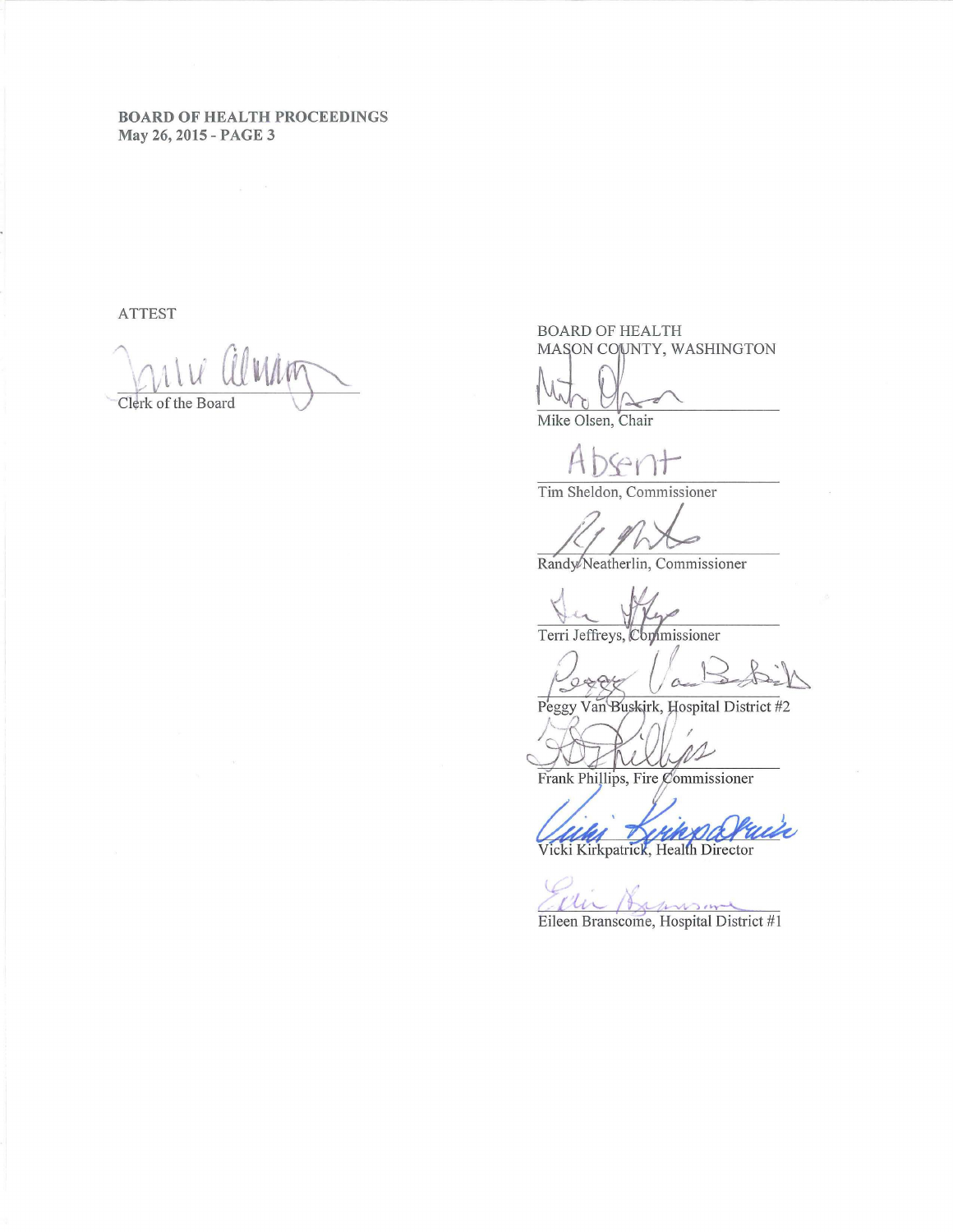**BOARD OF HEALTH PROCEEDINGS**
**May 26, 2015 - PAGE 3**

ATTEST

Clerk of the Board

BOARD OF HEALTH
MASON COUNTY, WASHINGTON

Mike Olsen, Chair

Absent

Tim Sheldon, Commissioner

Randy Neatherlin, Commissioner

Terri Jeffreys, Commissioner

Peggy Van Buskirk, Hospital District #2

Frank Phillips, Fire Commissioner

Vicki Kirkpatrick, Health Director

Eileen Branscome, Hospital District #1